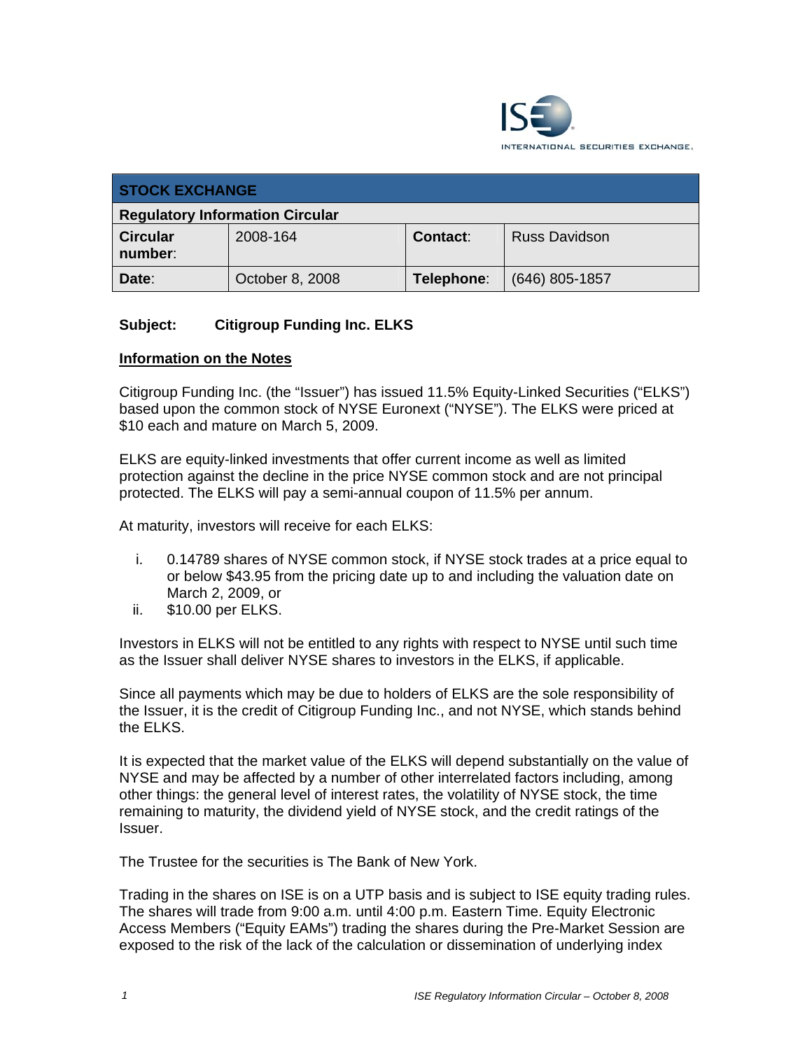INTERNATIONAL SECURITIES EXCHANGE.

| STOCK EXCHANGE | | | |
|---|---|---|---|
| **Regulatory Information Circular** | | | |
| **Circular number**: | 2008-164 | **Contact**: | Russ Davidson |
| **Date**: | October 8, 2008 | **Telephone**: | (646) 805-1857 |

**Subject: Citigroup Funding Inc. ELKS**

**Information on the Notes**

Citigroup Funding Inc. (the "Issuer") has issued 11.5% Equity-Linked Securities ("ELKS") based upon the common stock of NYSE Euronext ("NYSE"). The ELKS were priced at $10 each and mature on March 5, 2009.

ELKS are equity-linked investments that offer current income as well as limited protection against the decline in the price NYSE common stock and are not principal protected. The ELKS will pay a semi-annual coupon of 11.5% per annum.

At maturity, investors will receive for each ELKS:

i. 0.14789 shares of NYSE common stock, if NYSE stock trades at a price equal to or below $43.95 from the pricing date up to and including the valuation date on March 2, 2009, or
ii. $10.00 per ELKS.

Investors in ELKS will not be entitled to any rights with respect to NYSE until such time as the Issuer shall deliver NYSE shares to investors in the ELKS, if applicable.

Since all payments which may be due to holders of ELKS are the sole responsibility of the Issuer, it is the credit of Citigroup Funding Inc., and not NYSE, which stands behind the ELKS.

It is expected that the market value of the ELKS will depend substantially on the value of NYSE and may be affected by a number of other interrelated factors including, among other things: the general level of interest rates, the volatility of NYSE stock, the time remaining to maturity, the dividend yield of NYSE stock, and the credit ratings of the Issuer.

The Trustee for the securities is The Bank of New York.

Trading in the shares on ISE is on a UTP basis and is subject to ISE equity trading rules. The shares will trade from 9:00 a.m. until 4:00 p.m. Eastern Time. Equity Electronic Access Members ("Equity EAMs") trading the shares during the Pre-Market Session are exposed to the risk of the lack of the calculation or dissemination of underlying index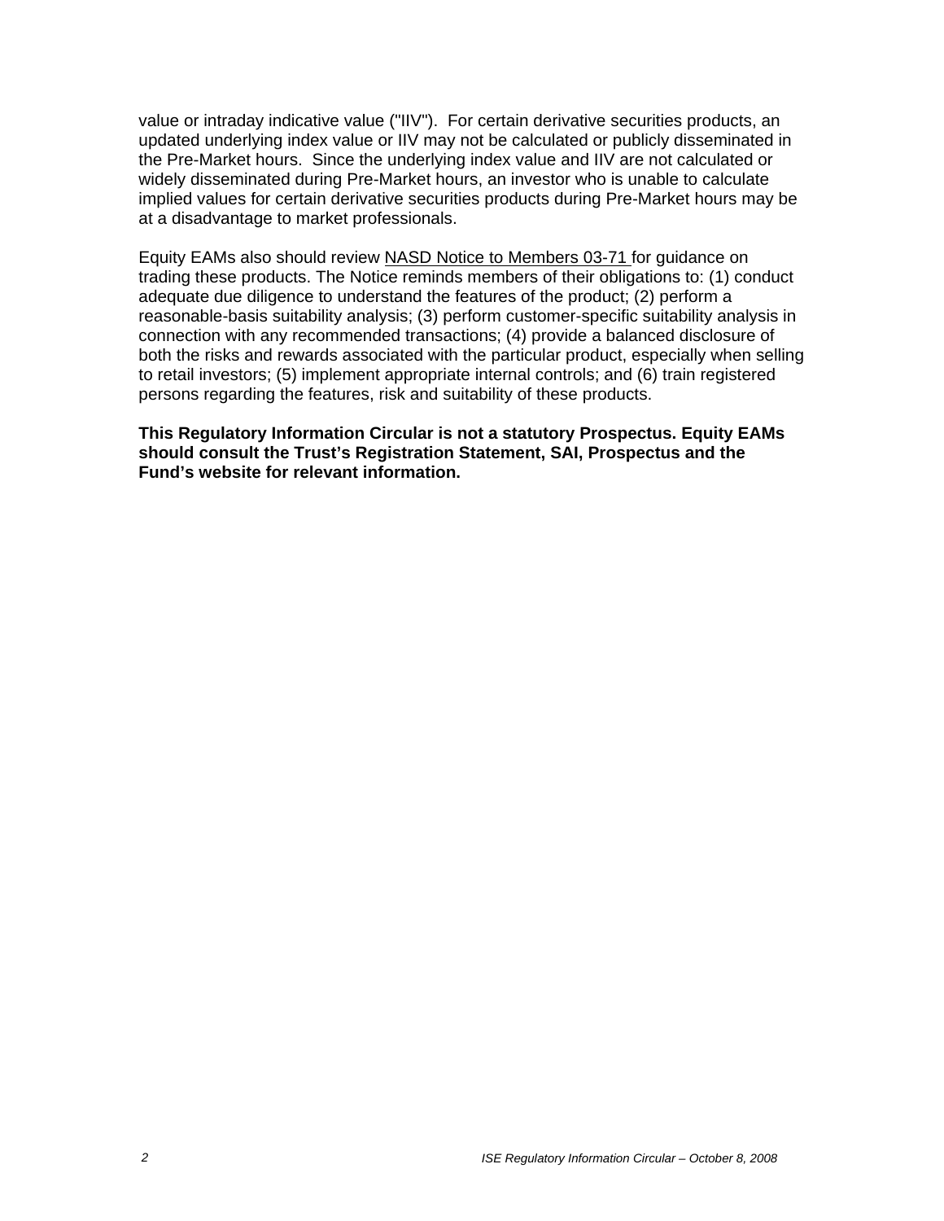value or intraday indicative value ("IIV"). For certain derivative securities products, an updated underlying index value or IIV may not be calculated or publicly disseminated in the Pre-Market hours. Since the underlying index value and IIV are not calculated or widely disseminated during Pre-Market hours, an investor who is unable to calculate implied values for certain derivative securities products during Pre-Market hours may be at a disadvantage to market professionals.

Equity EAMs also should review NASD Notice to Members 03-71 for guidance on trading these products. The Notice reminds members of their obligations to: (1) conduct adequate due diligence to understand the features of the product; (2) perform a reasonable-basis suitability analysis; (3) perform customer-specific suitability analysis in connection with any recommended transactions; (4) provide a balanced disclosure of both the risks and rewards associated with the particular product, especially when selling to retail investors; (5) implement appropriate internal controls; and (6) train registered persons regarding the features, risk and suitability of these products.

**This Regulatory Information Circular is not a statutory Prospectus. Equity EAMs should consult the Trust's Registration Statement, SAI, Prospectus and the Fund's website for relevant information.**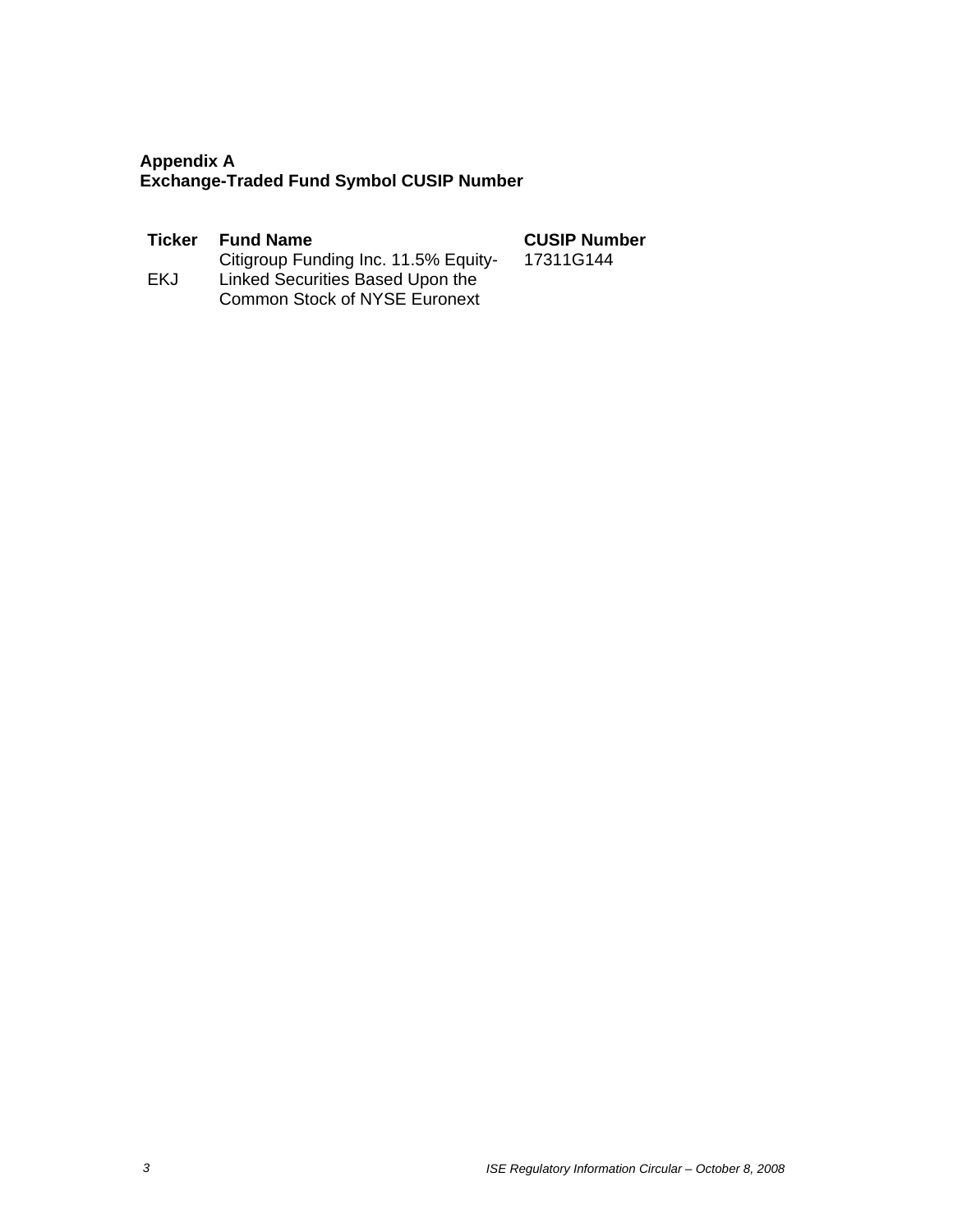**Appendix A**
**Exchange-Traded Fund Symbol CUSIP Number**

| Ticker | Fund Name | CUSIP Number |
| --- | --- | --- |
| EKJ | Citigroup Funding Inc. 11.5% Equity-Linked Securities Based Upon the Common Stock of NYSE Euronext | 17311G144 |